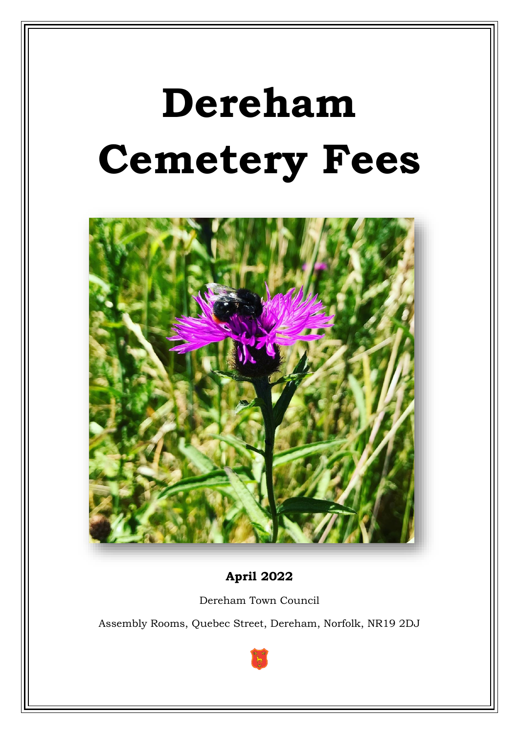# Dereham Cemetery Fees

**April 2022**

Dereham Town Council

Assembly Rooms, Quebec Street, Dereham, Norfolk, NR19 2DJ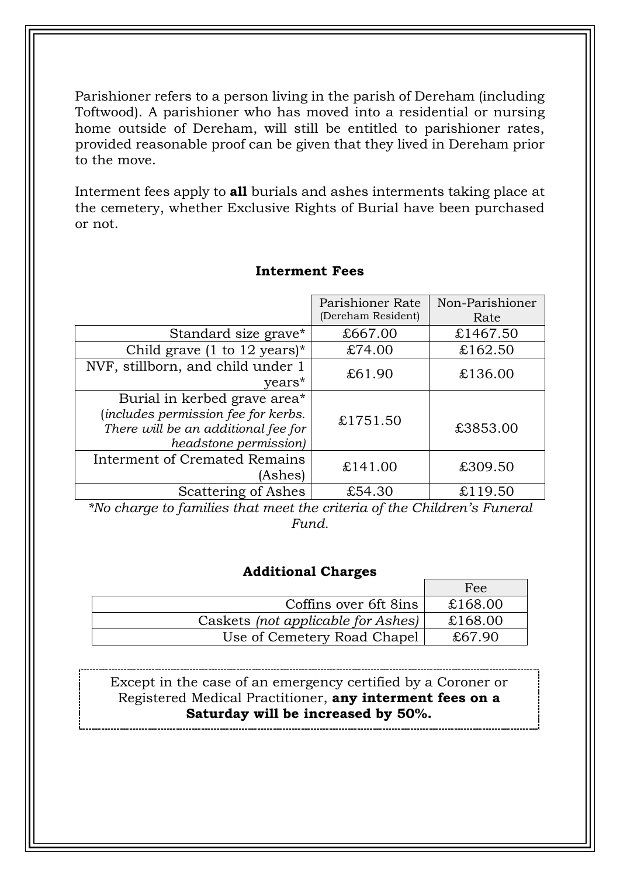Parishioner refers to a person living in the parish of Dereham (including Toftwood). A parishioner who has moved into a residential or nursing home outside of Dereham, will still be entitled to parishioner rates, provided reasonable proof can be given that they lived in Dereham prior to the move.

Interment fees apply to **all** burials and ashes interments taking place at the cemetery, whether Exclusive Rights of Burial have been purchased or not.

### Interment Fees

| | Parishioner Rate (Dereham Resident) | Non-Parishioner Rate |
|---|---|---|
| Standard size grave* | £667.00 | £1467.50 |
| Child grave (1 to 12 years)* | £74.00 | £162.50 |
| NVF, stillborn, and child under 1 years* | £61.90 | £136.00 |
| Burial in kerbed grave area* (*includes permission fee for kerbs. There will be an additional fee for headstone permission)* | £1751.50 | £3853.00 |
| Interment of Cremated Remains (Ashes) | £141.00 | £309.50 |
| Scattering of Ashes | £54.30 | £119.50 |

*\*No charge to families that meet the criteria of the Children's Funeral Fund.*

### Additional Charges

| | Fee |
|---|---|
| Coffins over 6ft 8ins | £168.00 |
| Caskets *(not applicable for Ashes)* | £168.00 |
| Use of Cemetery Road Chapel | £67.90 |

Except in the case of an emergency certified by a Coroner or Registered Medical Practitioner, **any interment fees on a Saturday will be increased by 50%.**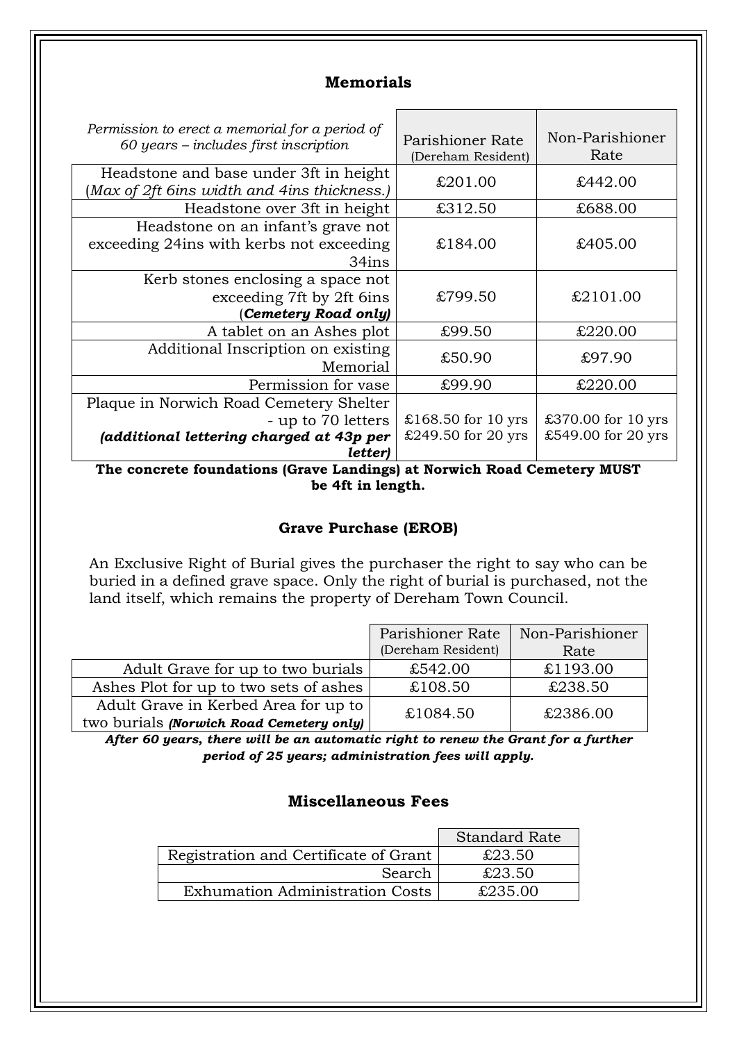## Memorials

| *Permission to erect a memorial for a period of 60 years – includes first inscription* | Parishioner Rate (Dereham Resident) | Non-Parishioner Rate |
|---|---|---|
| Headstone and base under 3ft in height (*Max of 2ft 6ins width and 4ins thickness.)* | £201.00 | £442.00 |
| Headstone over 3ft in height | £312.50 | £688.00 |
| Headstone on an infant's grave not exceeding 24ins with kerbs not exceeding 34ins | £184.00 | £405.00 |
| Kerb stones enclosing a space not exceeding 7ft by 2ft 6ins (***Cemetery Road only)*** | £799.50 | £2101.00 |
| A tablet on an Ashes plot | £99.50 | £220.00 |
| Additional Inscription on existing Memorial | £50.90 | £97.90 |
| Permission for vase | £99.90 | £220.00 |
| Plaque in Norwich Road Cemetery Shelter - up to 70 letters ***(additional lettering charged at 43p per letter)*** | £168.50 for 10 yrs<br>£249.50 for 20 yrs | £370.00 for 10 yrs<br>£549.00 for 20 yrs |

**The concrete foundations (Grave Landings) at Norwich Road Cemetery MUST be 4ft in length.**

## Grave Purchase (EROB)

An Exclusive Right of Burial gives the purchaser the right to say who can be buried in a defined grave space. Only the right of burial is purchased, not the land itself, which remains the property of Dereham Town Council.

| | Parishioner Rate (Dereham Resident) | Non-Parishioner Rate |
|---|---|---|
| Adult Grave for up to two burials | £542.00 | £1193.00 |
| Ashes Plot for up to two sets of ashes | £108.50 | £238.50 |
| Adult Grave in Kerbed Area for up to two burials ***(Norwich Road Cemetery only)*** | £1084.50 | £2386.00 |

***After 60 years, there will be an automatic right to renew the Grant for a further period of 25 years; administration fees will apply.***

## Miscellaneous Fees

| | Standard Rate |
|---|---|
| Registration and Certificate of Grant | £23.50 |
| Search | £23.50 |
| Exhumation Administration Costs | £235.00 |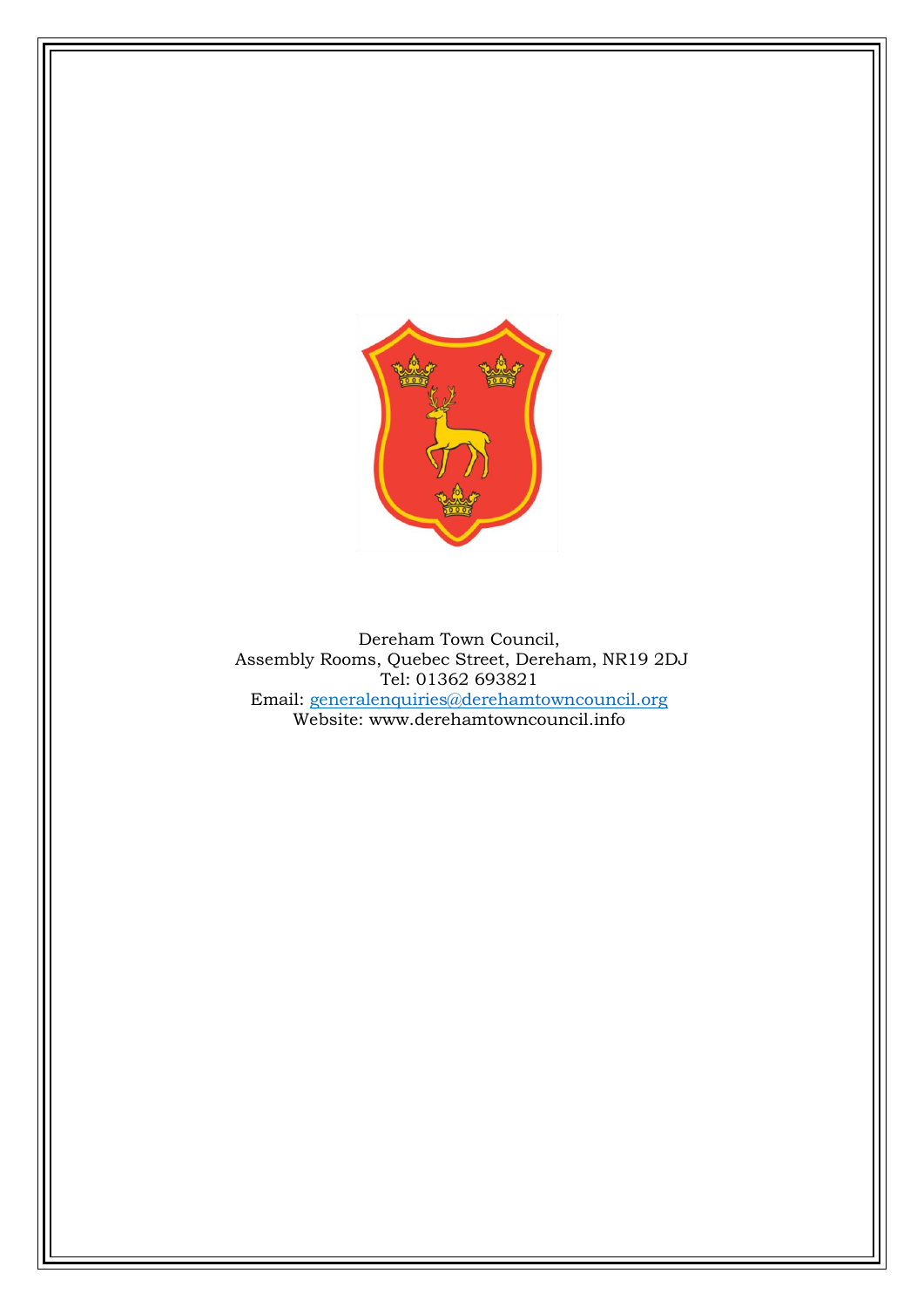Dereham Town Council,
Assembly Rooms, Quebec Street, Dereham, NR19 2DJ
Tel: 01362 693821
Email: generalenquiries@derehamtowncouncil.org
Website: www.derehamtowncouncil.info